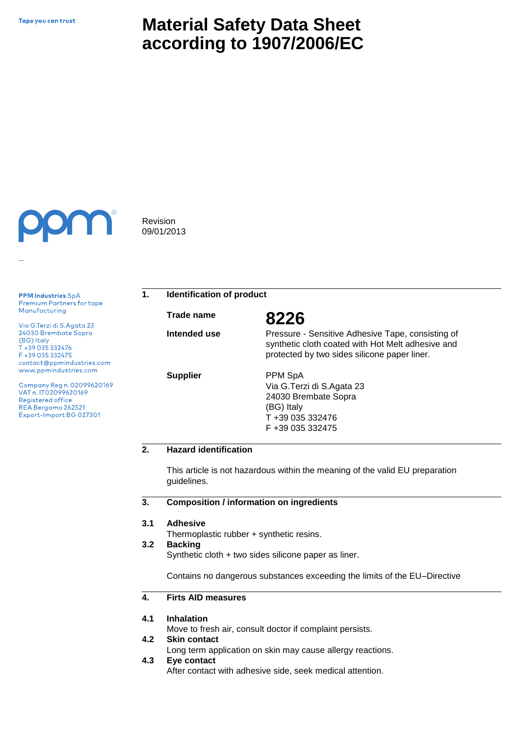Tape you can trust

# Material Safety Data Sheet according to 1907/2006/EC

Revision
09/01/2013

**PPM Industries** SpA
Premium Partners for tape Manufacturing

Via G.Terzi di S.Agata 23
24030 Brembate Sopra
(BG) Italy
T +39 035 332476
F +39 035 332475
contact@ppmindustries.com
www.ppmindustries.com

Company Reg n. 02099620169
VAT n. IT02099620169
Registered office
REA Bergamo 262521
Export-Import BG 027301

## 1. Identification of product

**Trade name** **8226**

**Intended use** Pressure - Sensitive Adhesive Tape, consisting of synthetic cloth coated with Hot Melt adhesive and protected by two sides silicone paper liner.

**Supplier** PPM SpA
Via G.Terzi di S.Agata 23
24030 Brembate Sopra
(BG) Italy
T +39 035 332476
F +39 035 332475

## 2. Hazard identification

This article is not hazardous within the meaning of the valid EU preparation guidelines.

## 3. Composition / information on ingredients

**3.1 Adhesive**
Thermoplastic rubber + synthetic resins.

**3.2 Backing**
Synthetic cloth + two sides silicone paper as liner.

Contains no dangerous substances exceeding the limits of the EU–Directive

## 4. Firts AID measures

**4.1 Inhalation**
Move to fresh air, consult doctor if complaint persists.

**4.2 Skin contact**
Long term application on skin may cause allergy reactions.

**4.3 Eye contact**
After contact with adhesive side, seek medical attention.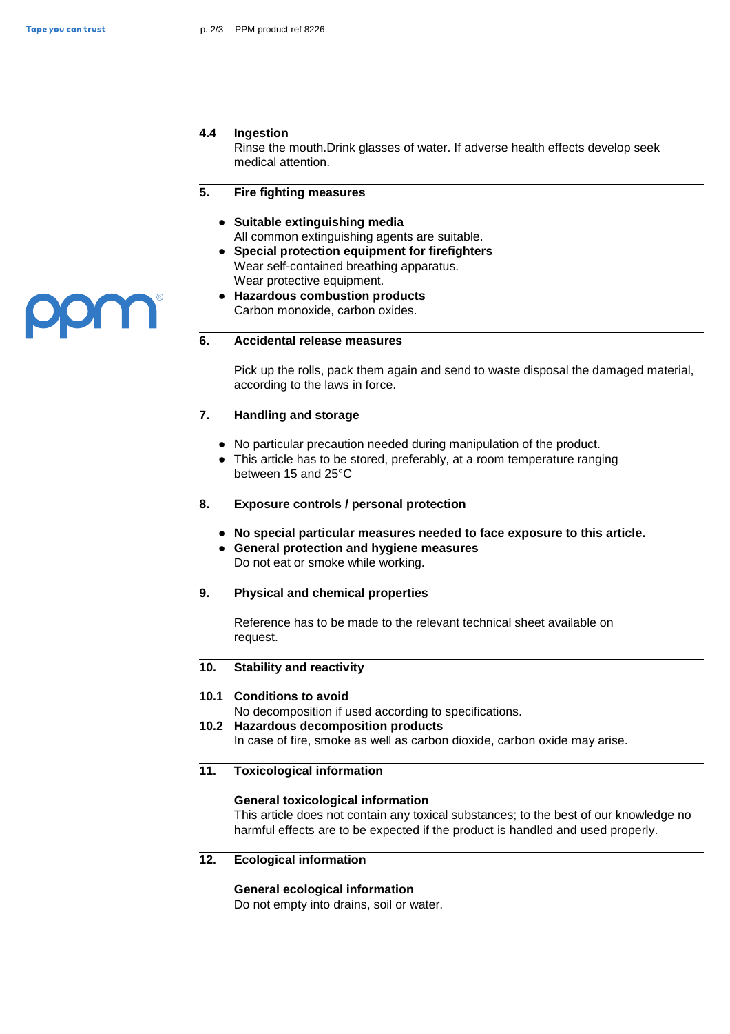### 4.4 Ingestion

Rinse the mouth.Drink glasses of water. If adverse health effects develop seek medical attention.

## 5. Fire fighting measures

- **Suitable extinguishing media**
  All common extinguishing agents are suitable.
- **Special protection equipment for firefighters**
  Wear self-contained breathing apparatus.
  Wear protective equipment.
- **Hazardous combustion products**
  Carbon monoxide, carbon oxides.

## 6. Accidental release measures

Pick up the rolls, pack them again and send to waste disposal the damaged material, according to the laws in force.

## 7. Handling and storage

- No particular precaution needed during manipulation of the product.
- This article has to be stored, preferably, at a room temperature ranging between 15 and 25°C

## 8. Exposure controls / personal protection

- **No special particular measures needed to face exposure to this article.**
- **General protection and hygiene measures**
  Do not eat or smoke while working.

## 9. Physical and chemical properties

Reference has to be made to the relevant technical sheet available on request.

## 10. Stability and reactivity

### 10.1 Conditions to avoid

No decomposition if used according to specifications.

### 10.2 Hazardous decomposition products

In case of fire, smoke as well as carbon dioxide, carbon oxide may arise.

## 11. Toxicological information

**General toxicological information**

This article does not contain any toxical substances; to the best of our knowledge no harmful effects are to be expected if the product is handled and used properly.

## 12. Ecological information

**General ecological information**

Do not empty into drains, soil or water.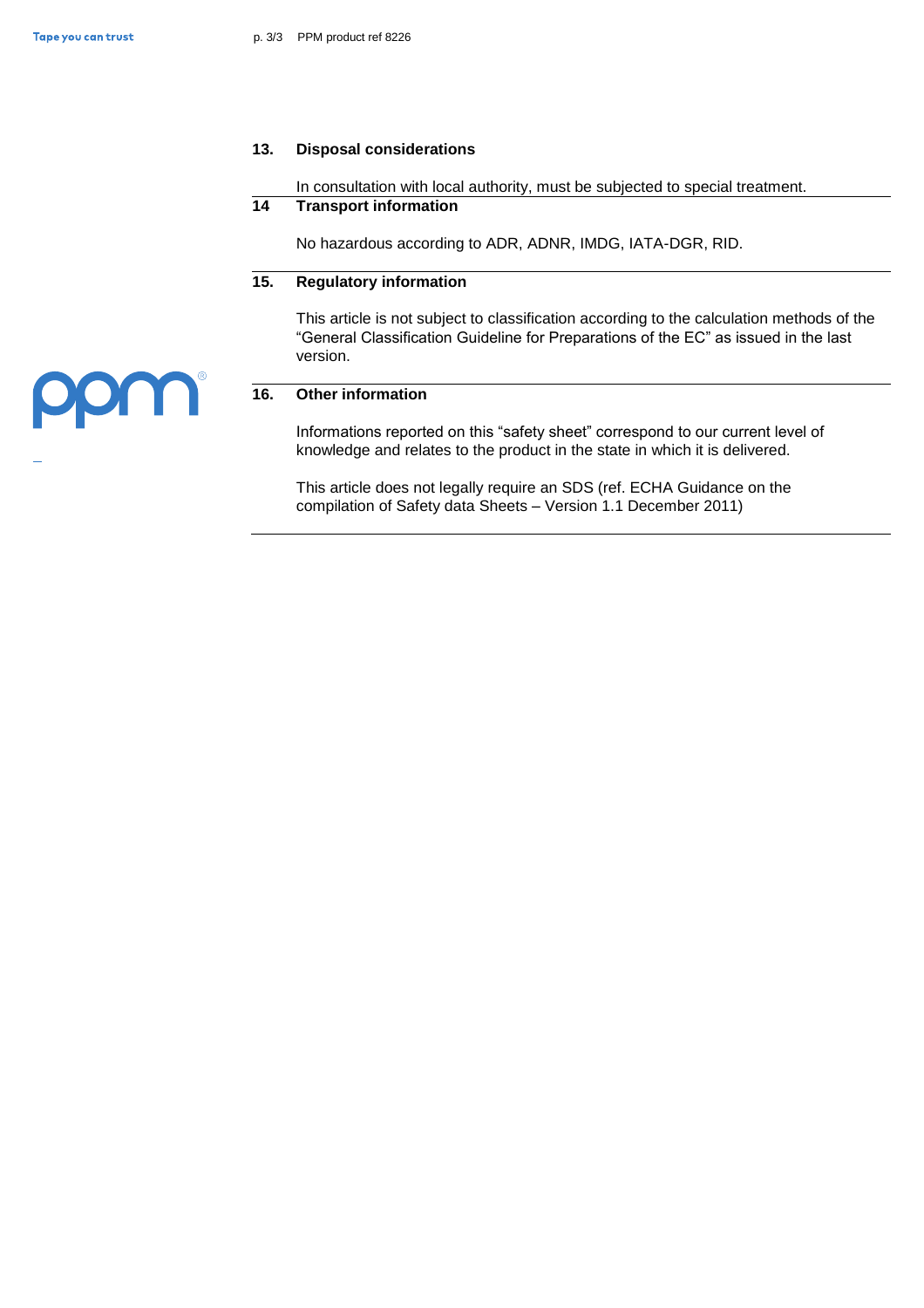## 13. Disposal considerations

In consultation with local authority, must be subjected to special treatment.

## 14 Transport information

No hazardous according to ADR, ADNR, IMDG, IATA-DGR, RID.

## 15. Regulatory information

This article is not subject to classification according to the calculation methods of the "General Classification Guideline for Preparations of the EC" as issued in the last version.

## 16. Other information

Informations reported on this "safety sheet" correspond to our current level of knowledge and relates to the product in the state in which it is delivered.

This article does not legally require an SDS (ref. ECHA Guidance on the compilation of Safety data Sheets – Version 1.1 December 2011)